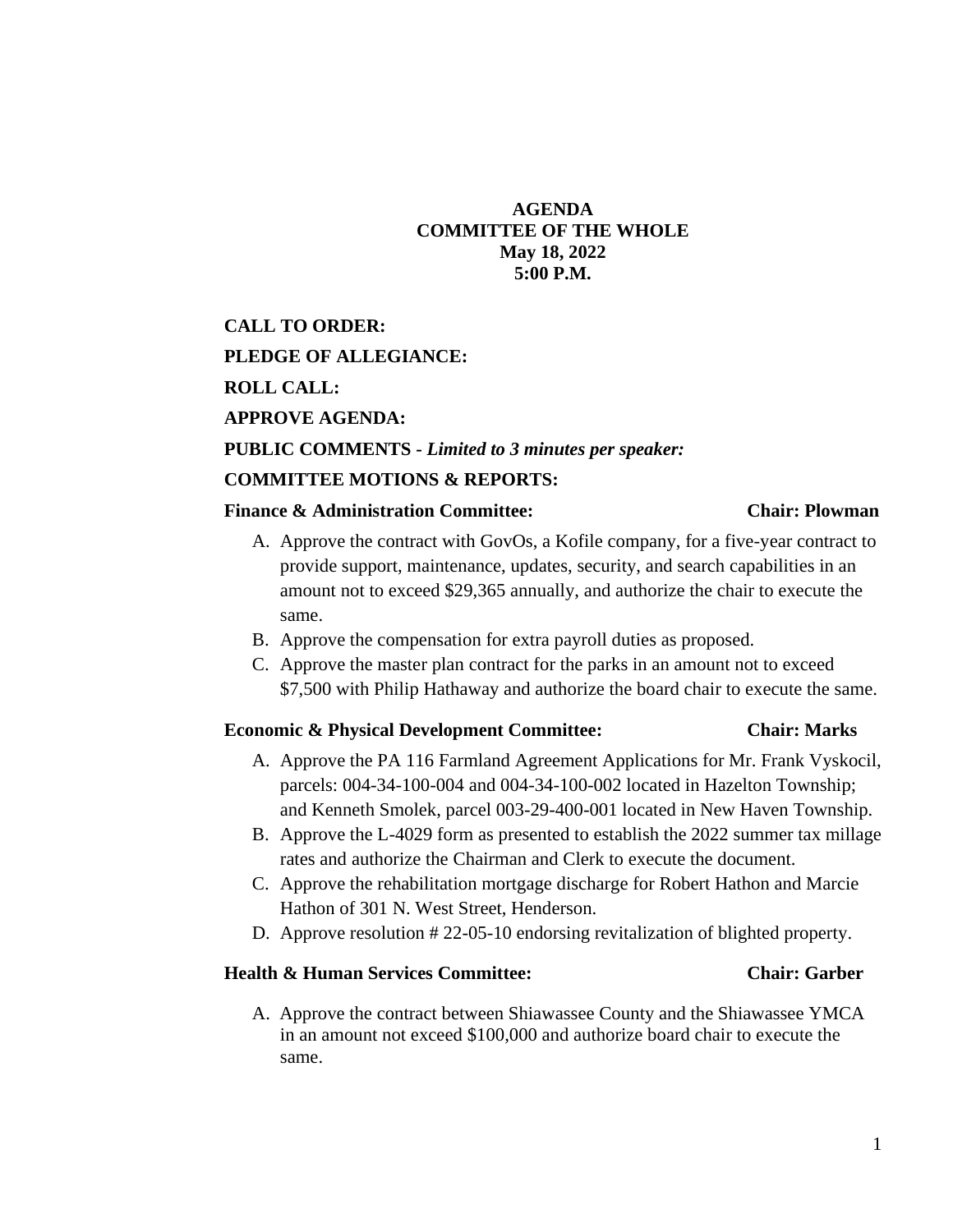# AGENDA
## COMMITTEE OF THE WHOLE
### May 18, 2022
### 5:00 P.M.

**CALL TO ORDER:**

**PLEDGE OF ALLEGIANCE:**

**ROLL CALL:**

**APPROVE AGENDA:**

**PUBLIC COMMENTS -** ***Limited to 3 minutes per speaker:***

**COMMITTEE MOTIONS & REPORTS:**

**Finance & Administration Committee: Chair: Plowman**

A. Approve the contract with GovOs, a Kofile company, for a five-year contract to provide support, maintenance, updates, security, and search capabilities in an amount not to exceed $29,365 annually, and authorize the chair to execute the same.
B. Approve the compensation for extra payroll duties as proposed.
C. Approve the master plan contract for the parks in an amount not to exceed $7,500 with Philip Hathaway and authorize the board chair to execute the same.

**Economic & Physical Development Committee: Chair: Marks**

A. Approve the PA 116 Farmland Agreement Applications for Mr. Frank Vyskocil, parcels: 004-34-100-004 and 004-34-100-002 located in Hazelton Township; and Kenneth Smolek, parcel 003-29-400-001 located in New Haven Township.
B. Approve the L-4029 form as presented to establish the 2022 summer tax millage rates and authorize the Chairman and Clerk to execute the document.
C. Approve the rehabilitation mortgage discharge for Robert Hathon and Marcie Hathon of 301 N. West Street, Henderson.
D. Approve resolution # 22-05-10 endorsing revitalization of blighted property.

**Health & Human Services Committee: Chair: Garber**

A. Approve the contract between Shiawassee County and the Shiawassee YMCA in an amount not exceed $100,000 and authorize board chair to execute the same.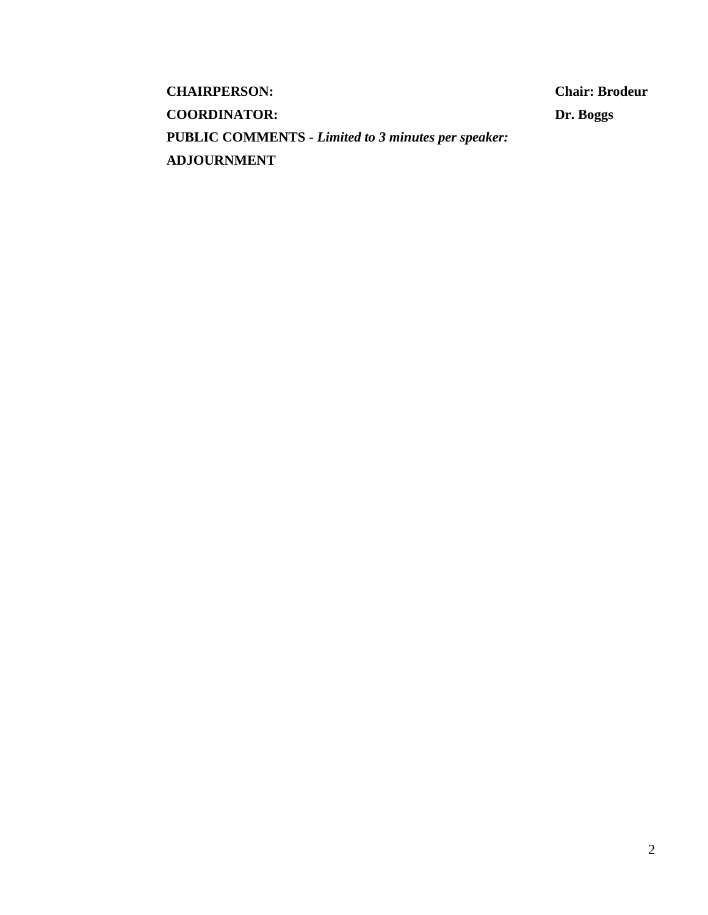**CHAIRPERSON:** **Chair: Brodeur**

**COORDINATOR:** **Dr. Boggs**

**PUBLIC COMMENTS -** ***Limited to 3 minutes per speaker:***

**ADJOURNMENT**